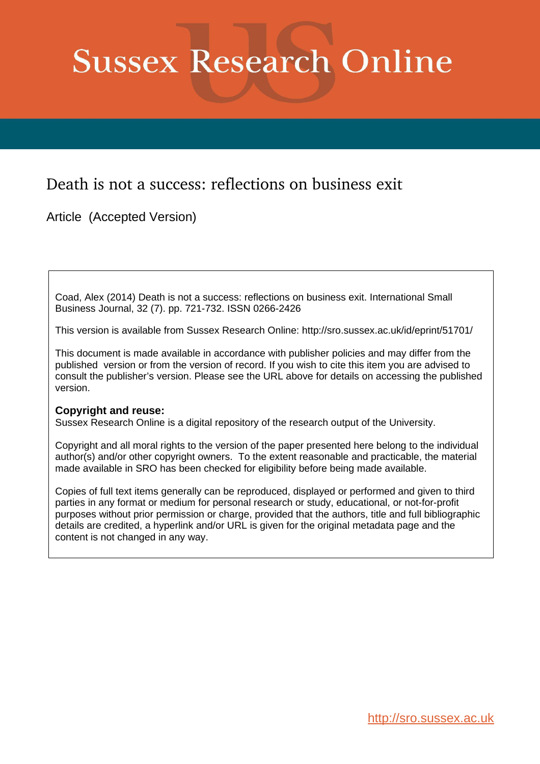# Sussex Research Online

## Death is not a success: reflections on business exit

Article (Accepted Version)

Coad, Alex (2014) Death is not a success: reflections on business exit. International Small Business Journal, 32 (7). pp. 721-732. ISSN 0266-2426

This version is available from Sussex Research Online: http://sro.sussex.ac.uk/id/eprint/51701/

This document is made available in accordance with publisher policies and may differ from the published version or from the version of record. If you wish to cite this item you are advised to consult the publisher's version. Please see the URL above for details on accessing the published version.

**Copyright and reuse:**
Sussex Research Online is a digital repository of the research output of the University.

Copyright and all moral rights to the version of the paper presented here belong to the individual author(s) and/or other copyright owners. To the extent reasonable and practicable, the material made available in SRO has been checked for eligibility before being made available.

Copies of full text items generally can be reproduced, displayed or performed and given to third parties in any format or medium for personal research or study, educational, or not-for-profit purposes without prior permission or charge, provided that the authors, title and full bibliographic details are credited, a hyperlink and/or URL is given for the original metadata page and the content is not changed in any way.

http://sro.sussex.ac.uk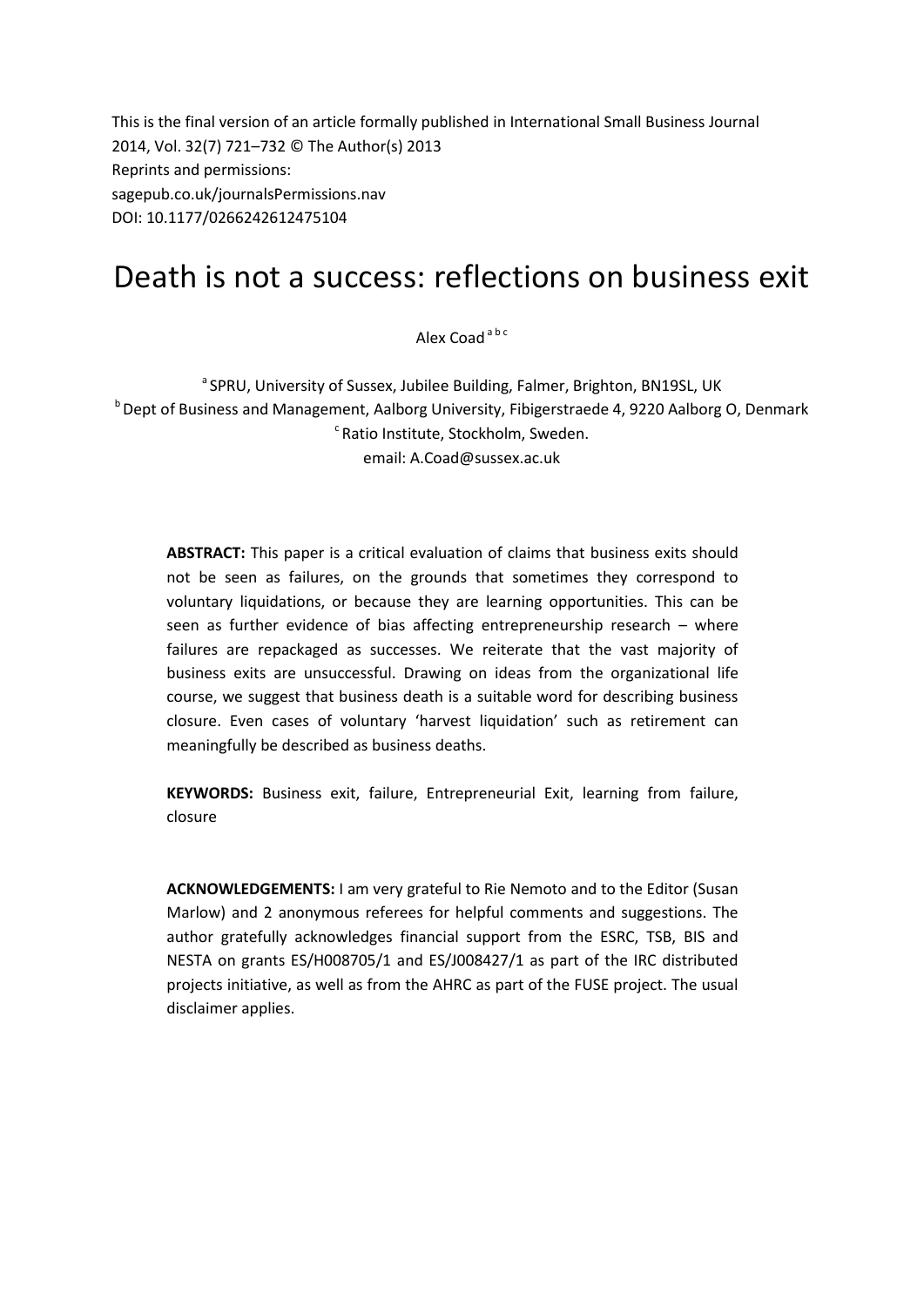This is the final version of an article formally published in International Small Business Journal 2014, Vol. 32(7) 721–732 © The Author(s) 2013
Reprints and permissions:
sagepub.co.uk/journalsPermissions.nav
DOI: 10.1177/0266242612475104

# Death is not a success: reflections on business exit

Alex Coad [a b c]

[a] SPRU, University of Sussex, Jubilee Building, Falmer, Brighton, BN19SL, UK
[b] Dept of Business and Management, Aalborg University, Fibigerstraede 4, 9220 Aalborg O, Denmark
[c] Ratio Institute, Stockholm, Sweden.
email: A.Coad@sussex.ac.uk

**ABSTRACT:** This paper is a critical evaluation of claims that business exits should not be seen as failures, on the grounds that sometimes they correspond to voluntary liquidations, or because they are learning opportunities. This can be seen as further evidence of bias affecting entrepreneurship research – where failures are repackaged as successes. We reiterate that the vast majority of business exits are unsuccessful. Drawing on ideas from the organizational life course, we suggest that business death is a suitable word for describing business closure. Even cases of voluntary 'harvest liquidation' such as retirement can meaningfully be described as business deaths.

**KEYWORDS:** Business exit, failure, Entrepreneurial Exit, learning from failure, closure

**ACKNOWLEDGEMENTS:** I am very grateful to Rie Nemoto and to the Editor (Susan Marlow) and 2 anonymous referees for helpful comments and suggestions. The author gratefully acknowledges financial support from the ESRC, TSB, BIS and NESTA on grants ES/H008705/1 and ES/J008427/1 as part of the IRC distributed projects initiative, as well as from the AHRC as part of the FUSE project. The usual disclaimer applies.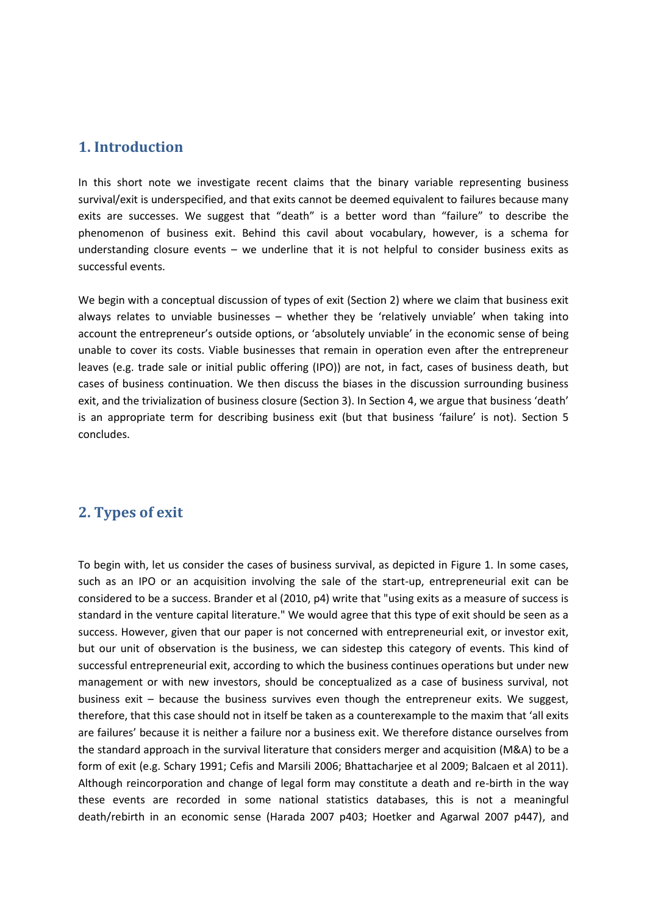## 1. Introduction

In this short note we investigate recent claims that the binary variable representing business survival/exit is underspecified, and that exits cannot be deemed equivalent to failures because many exits are successes. We suggest that "death" is a better word than "failure" to describe the phenomenon of business exit. Behind this cavil about vocabulary, however, is a schema for understanding closure events – we underline that it is not helpful to consider business exits as successful events.

We begin with a conceptual discussion of types of exit (Section 2) where we claim that business exit always relates to unviable businesses – whether they be 'relatively unviable' when taking into account the entrepreneur's outside options, or 'absolutely unviable' in the economic sense of being unable to cover its costs. Viable businesses that remain in operation even after the entrepreneur leaves (e.g. trade sale or initial public offering (IPO)) are not, in fact, cases of business death, but cases of business continuation. We then discuss the biases in the discussion surrounding business exit, and the trivialization of business closure (Section 3). In Section 4, we argue that business 'death' is an appropriate term for describing business exit (but that business 'failure' is not). Section 5 concludes.

## 2. Types of exit

To begin with, let us consider the cases of business survival, as depicted in Figure 1. In some cases, such as an IPO or an acquisition involving the sale of the start-up, entrepreneurial exit can be considered to be a success. Brander et al (2010, p4) write that "using exits as a measure of success is standard in the venture capital literature." We would agree that this type of exit should be seen as a success. However, given that our paper is not concerned with entrepreneurial exit, or investor exit, but our unit of observation is the business, we can sidestep this category of events. This kind of successful entrepreneurial exit, according to which the business continues operations but under new management or with new investors, should be conceptualized as a case of business survival, not business exit – because the business survives even though the entrepreneur exits. We suggest, therefore, that this case should not in itself be taken as a counterexample to the maxim that 'all exits are failures' because it is neither a failure nor a business exit. We therefore distance ourselves from the standard approach in the survival literature that considers merger and acquisition (M&A) to be a form of exit (e.g. Schary 1991; Cefis and Marsili 2006; Bhattacharjee et al 2009; Balcaen et al 2011). Although reincorporation and change of legal form may constitute a death and re-birth in the way these events are recorded in some national statistics databases, this is not a meaningful death/rebirth in an economic sense (Harada 2007 p403; Hoetker and Agarwal 2007 p447), and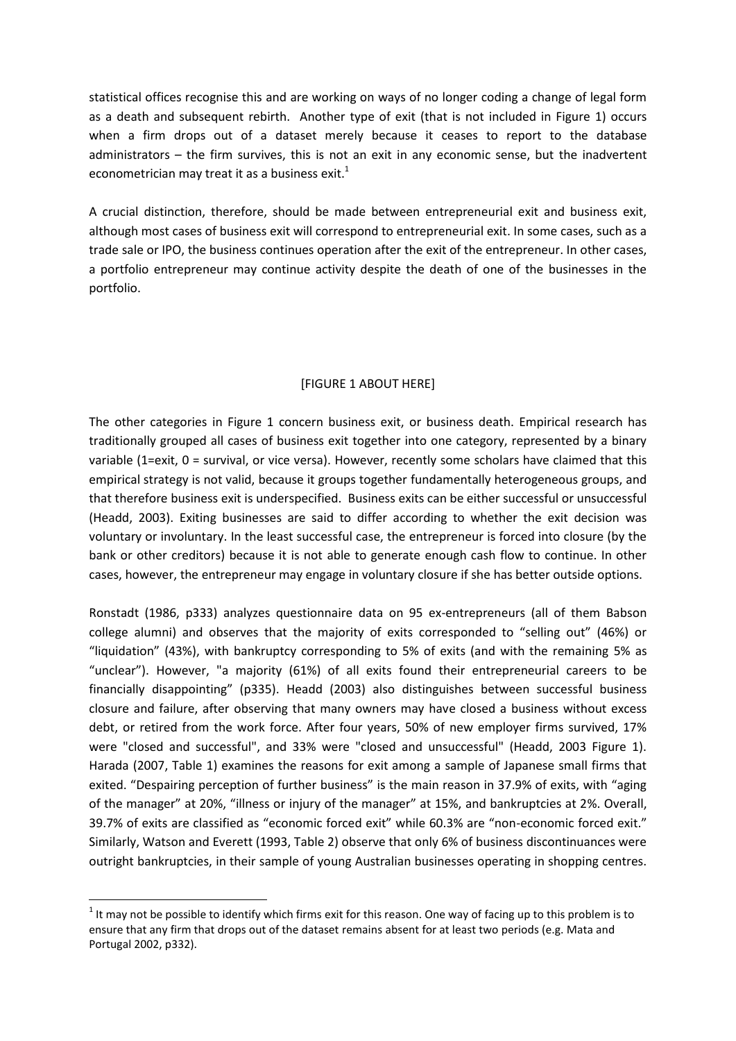statistical offices recognise this and are working on ways of no longer coding a change of legal form as a death and subsequent rebirth. Another type of exit (that is not included in Figure 1) occurs when a firm drops out of a dataset merely because it ceases to report to the database administrators – the firm survives, this is not an exit in any economic sense, but the inadvertent econometrician may treat it as a business exit.[1]

A crucial distinction, therefore, should be made between entrepreneurial exit and business exit, although most cases of business exit will correspond to entrepreneurial exit. In some cases, such as a trade sale or IPO, the business continues operation after the exit of the entrepreneur. In other cases, a portfolio entrepreneur may continue activity despite the death of one of the businesses in the portfolio.

[FIGURE 1 ABOUT HERE]

The other categories in Figure 1 concern business exit, or business death. Empirical research has traditionally grouped all cases of business exit together into one category, represented by a binary variable (1=exit, 0 = survival, or vice versa). However, recently some scholars have claimed that this empirical strategy is not valid, because it groups together fundamentally heterogeneous groups, and that therefore business exit is underspecified. Business exits can be either successful or unsuccessful (Headd, 2003). Exiting businesses are said to differ according to whether the exit decision was voluntary or involuntary. In the least successful case, the entrepreneur is forced into closure (by the bank or other creditors) because it is not able to generate enough cash flow to continue. In other cases, however, the entrepreneur may engage in voluntary closure if she has better outside options.

Ronstadt (1986, p333) analyzes questionnaire data on 95 ex-entrepreneurs (all of them Babson college alumni) and observes that the majority of exits corresponded to "selling out" (46%) or "liquidation" (43%), with bankruptcy corresponding to 5% of exits (and with the remaining 5% as "unclear"). However, "a majority (61%) of all exits found their entrepreneurial careers to be financially disappointing" (p335). Headd (2003) also distinguishes between successful business closure and failure, after observing that many owners may have closed a business without excess debt, or retired from the work force. After four years, 50% of new employer firms survived, 17% were "closed and successful", and 33% were "closed and unsuccessful" (Headd, 2003 Figure 1). Harada (2007, Table 1) examines the reasons for exit among a sample of Japanese small firms that exited. "Despairing perception of further business" is the main reason in 37.9% of exits, with "aging of the manager" at 20%, "illness or injury of the manager" at 15%, and bankruptcies at 2%. Overall, 39.7% of exits are classified as "economic forced exit" while 60.3% are "non-economic forced exit." Similarly, Watson and Everett (1993, Table 2) observe that only 6% of business discontinuances were outright bankruptcies, in their sample of young Australian businesses operating in shopping centres.

[1] It may not be possible to identify which firms exit for this reason. One way of facing up to this problem is to ensure that any firm that drops out of the dataset remains absent for at least two periods (e.g. Mata and Portugal 2002, p332).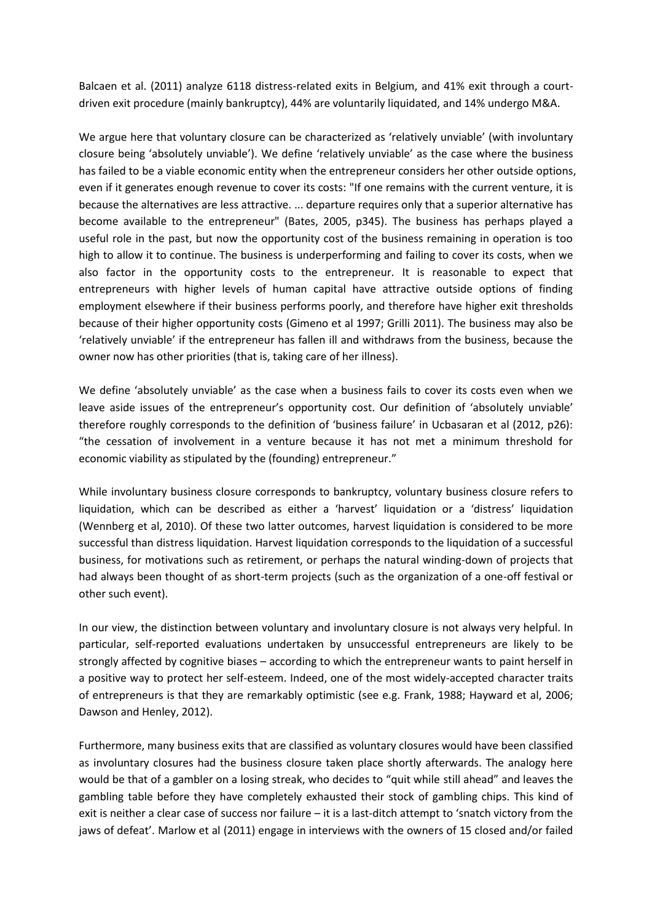Balcaen et al. (2011) analyze 6118 distress-related exits in Belgium, and 41% exit through a court-driven exit procedure (mainly bankruptcy), 44% are voluntarily liquidated, and 14% undergo M&A.

We argue here that voluntary closure can be characterized as 'relatively unviable' (with involuntary closure being 'absolutely unviable'). We define 'relatively unviable' as the case where the business has failed to be a viable economic entity when the entrepreneur considers her other outside options, even if it generates enough revenue to cover its costs: "If one remains with the current venture, it is because the alternatives are less attractive. ... departure requires only that a superior alternative has become available to the entrepreneur" (Bates, 2005, p345). The business has perhaps played a useful role in the past, but now the opportunity cost of the business remaining in operation is too high to allow it to continue. The business is underperforming and failing to cover its costs, when we also factor in the opportunity costs to the entrepreneur. It is reasonable to expect that entrepreneurs with higher levels of human capital have attractive outside options of finding employment elsewhere if their business performs poorly, and therefore have higher exit thresholds because of their higher opportunity costs (Gimeno et al 1997; Grilli 2011). The business may also be 'relatively unviable' if the entrepreneur has fallen ill and withdraws from the business, because the owner now has other priorities (that is, taking care of her illness).

We define 'absolutely unviable' as the case when a business fails to cover its costs even when we leave aside issues of the entrepreneur's opportunity cost. Our definition of 'absolutely unviable' therefore roughly corresponds to the definition of 'business failure' in Ucbasaran et al (2012, p26): "the cessation of involvement in a venture because it has not met a minimum threshold for economic viability as stipulated by the (founding) entrepreneur."

While involuntary business closure corresponds to bankruptcy, voluntary business closure refers to liquidation, which can be described as either a 'harvest' liquidation or a 'distress' liquidation (Wennberg et al, 2010). Of these two latter outcomes, harvest liquidation is considered to be more successful than distress liquidation. Harvest liquidation corresponds to the liquidation of a successful business, for motivations such as retirement, or perhaps the natural winding-down of projects that had always been thought of as short-term projects (such as the organization of a one-off festival or other such event).

In our view, the distinction between voluntary and involuntary closure is not always very helpful. In particular, self-reported evaluations undertaken by unsuccessful entrepreneurs are likely to be strongly affected by cognitive biases – according to which the entrepreneur wants to paint herself in a positive way to protect her self-esteem. Indeed, one of the most widely-accepted character traits of entrepreneurs is that they are remarkably optimistic (see e.g. Frank, 1988; Hayward et al, 2006; Dawson and Henley, 2012).

Furthermore, many business exits that are classified as voluntary closures would have been classified as involuntary closures had the business closure taken place shortly afterwards. The analogy here would be that of a gambler on a losing streak, who decides to "quit while still ahead" and leaves the gambling table before they have completely exhausted their stock of gambling chips. This kind of exit is neither a clear case of success nor failure – it is a last-ditch attempt to 'snatch victory from the jaws of defeat'. Marlow et al (2011) engage in interviews with the owners of 15 closed and/or failed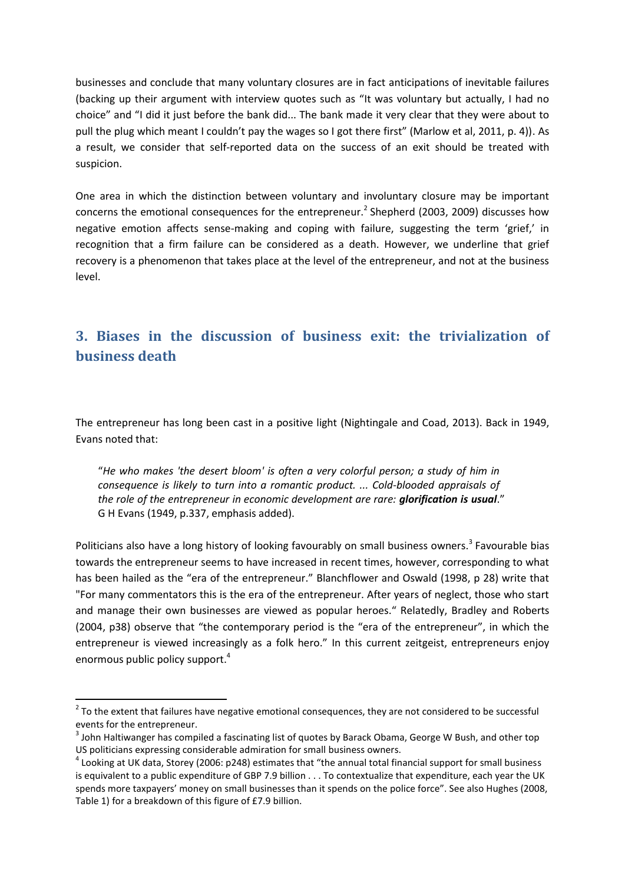businesses and conclude that many voluntary closures are in fact anticipations of inevitable failures (backing up their argument with interview quotes such as "It was voluntary but actually, I had no choice" and "I did it just before the bank did... The bank made it very clear that they were about to pull the plug which meant I couldn't pay the wages so I got there first" (Marlow et al, 2011, p. 4)). As a result, we consider that self-reported data on the success of an exit should be treated with suspicion.

One area in which the distinction between voluntary and involuntary closure may be important concerns the emotional consequences for the entrepreneur.[2] Shepherd (2003, 2009) discusses how negative emotion affects sense-making and coping with failure, suggesting the term 'grief,' in recognition that a firm failure can be considered as a death. However, we underline that grief recovery is a phenomenon that takes place at the level of the entrepreneur, and not at the business level.

## 3. Biases in the discussion of business exit: the trivialization of business death

The entrepreneur has long been cast in a positive light (Nightingale and Coad, 2013). Back in 1949, Evans noted that:

> "*He who makes 'the desert bloom' is often a very colorful person; a study of him in consequence is likely to turn into a romantic product. ... Cold-blooded appraisals of the role of the entrepreneur in economic development are rare: **glorification is usual**.*"
> G H Evans (1949, p.337, emphasis added).

Politicians also have a long history of looking favourably on small business owners.[3] Favourable bias towards the entrepreneur seems to have increased in recent times, however, corresponding to what has been hailed as the "era of the entrepreneur." Blanchflower and Oswald (1998, p 28) write that "For many commentators this is the era of the entrepreneur. After years of neglect, those who start and manage their own businesses are viewed as popular heroes." Relatedly, Bradley and Roberts (2004, p38) observe that "the contemporary period is the "era of the entrepreneur", in which the entrepreneur is viewed increasingly as a folk hero." In this current zeitgeist, entrepreneurs enjoy enormous public policy support.[4]

---

[2] To the extent that failures have negative emotional consequences, they are not considered to be successful events for the entrepreneur.

[3] John Haltiwanger has compiled a fascinating list of quotes by Barack Obama, George W Bush, and other top US politicians expressing considerable admiration for small business owners.

[4] Looking at UK data, Storey (2006: p248) estimates that "the annual total financial support for small business is equivalent to a public expenditure of GBP 7.9 billion . . . To contextualize that expenditure, each year the UK spends more taxpayers' money on small businesses than it spends on the police force". See also Hughes (2008, Table 1) for a breakdown of this figure of £7.9 billion.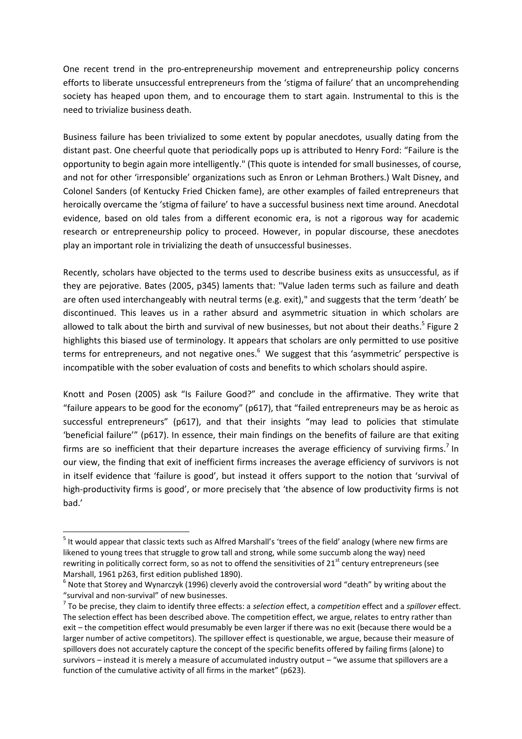One recent trend in the pro-entrepreneurship movement and entrepreneurship policy concerns efforts to liberate unsuccessful entrepreneurs from the 'stigma of failure' that an uncomprehending society has heaped upon them, and to encourage them to start again. Instrumental to this is the need to trivialize business death.

Business failure has been trivialized to some extent by popular anecdotes, usually dating from the distant past. One cheerful quote that periodically pops up is attributed to Henry Ford: "Failure is the opportunity to begin again more intelligently." (This quote is intended for small businesses, of course, and not for other 'irresponsible' organizations such as Enron or Lehman Brothers.) Walt Disney, and Colonel Sanders (of Kentucky Fried Chicken fame), are other examples of failed entrepreneurs that heroically overcame the 'stigma of failure' to have a successful business next time around. Anecdotal evidence, based on old tales from a different economic era, is not a rigorous way for academic research or entrepreneurship policy to proceed. However, in popular discourse, these anecdotes play an important role in trivializing the death of unsuccessful businesses.

Recently, scholars have objected to the terms used to describe business exits as unsuccessful, as if they are pejorative. Bates (2005, p345) laments that: "Value laden terms such as failure and death are often used interchangeably with neutral terms (e.g. exit)," and suggests that the term 'death' be discontinued. This leaves us in a rather absurd and asymmetric situation in which scholars are allowed to talk about the birth and survival of new businesses, but not about their deaths.[5] Figure 2 highlights this biased use of terminology. It appears that scholars are only permitted to use positive terms for entrepreneurs, and not negative ones.[6] We suggest that this 'asymmetric' perspective is incompatible with the sober evaluation of costs and benefits to which scholars should aspire.

Knott and Posen (2005) ask "Is Failure Good?" and conclude in the affirmative. They write that "failure appears to be good for the economy" (p617), that "failed entrepreneurs may be as heroic as successful entrepreneurs" (p617), and that their insights "may lead to policies that stimulate 'beneficial failure'" (p617). In essence, their main findings on the benefits of failure are that exiting firms are so inefficient that their departure increases the average efficiency of surviving firms.[7] In our view, the finding that exit of inefficient firms increases the average efficiency of survivors is not in itself evidence that 'failure is good', but instead it offers support to the notion that 'survival of high-productivity firms is good', or more precisely that 'the absence of low productivity firms is not bad.'

---

[5] It would appear that classic texts such as Alfred Marshall's 'trees of the field' analogy (where new firms are likened to young trees that struggle to grow tall and strong, while some succumb along the way) need rewriting in politically correct form, so as not to offend the sensitivities of 21st century entrepreneurs (see Marshall, 1961 p263, first edition published 1890).

[6] Note that Storey and Wynarczyk (1996) cleverly avoid the controversial word "death" by writing about the "survival and non-survival" of new businesses.

[7] To be precise, they claim to identify three effects: a *selection* effect, a *competition* effect and a *spillover* effect. The selection effect has been described above. The competition effect, we argue, relates to entry rather than exit – the competition effect would presumably be even larger if there was no exit (because there would be a larger number of active competitors). The spillover effect is questionable, we argue, because their measure of spillovers does not accurately capture the concept of the specific benefits offered by failing firms (alone) to survivors – instead it is merely a measure of accumulated industry output – "we assume that spillovers are a function of the cumulative activity of all firms in the market" (p623).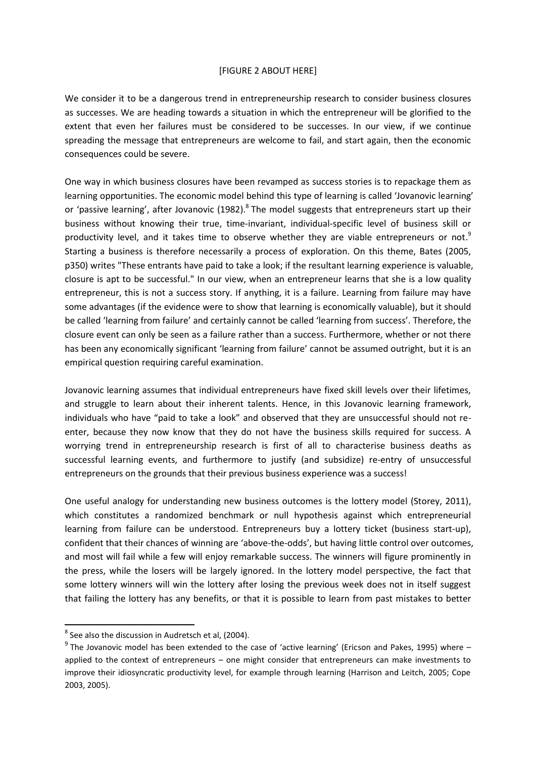[FIGURE 2 ABOUT HERE]

We consider it to be a dangerous trend in entrepreneurship research to consider business closures as successes. We are heading towards a situation in which the entrepreneur will be glorified to the extent that even her failures must be considered to be successes. In our view, if we continue spreading the message that entrepreneurs are welcome to fail, and start again, then the economic consequences could be severe.

One way in which business closures have been revamped as success stories is to repackage them as learning opportunities. The economic model behind this type of learning is called 'Jovanovic learning' or 'passive learning', after Jovanovic (1982).[8] The model suggests that entrepreneurs start up their business without knowing their true, time-invariant, individual-specific level of business skill or productivity level, and it takes time to observe whether they are viable entrepreneurs or not.[9] Starting a business is therefore necessarily a process of exploration. On this theme, Bates (2005, p350) writes "These entrants have paid to take a look; if the resultant learning experience is valuable, closure is apt to be successful." In our view, when an entrepreneur learns that she is a low quality entrepreneur, this is not a success story. If anything, it is a failure. Learning from failure may have some advantages (if the evidence were to show that learning is economically valuable), but it should be called 'learning from failure' and certainly cannot be called 'learning from success'. Therefore, the closure event can only be seen as a failure rather than a success. Furthermore, whether or not there has been any economically significant 'learning from failure' cannot be assumed outright, but it is an empirical question requiring careful examination.

Jovanovic learning assumes that individual entrepreneurs have fixed skill levels over their lifetimes, and struggle to learn about their inherent talents. Hence, in this Jovanovic learning framework, individuals who have "paid to take a look" and observed that they are unsuccessful should not re-enter, because they now know that they do not have the business skills required for success. A worrying trend in entrepreneurship research is first of all to characterise business deaths as successful learning events, and furthermore to justify (and subsidize) re-entry of unsuccessful entrepreneurs on the grounds that their previous business experience was a success!

One useful analogy for understanding new business outcomes is the lottery model (Storey, 2011), which constitutes a randomized benchmark or null hypothesis against which entrepreneurial learning from failure can be understood. Entrepreneurs buy a lottery ticket (business start-up), confident that their chances of winning are 'above-the-odds', but having little control over outcomes, and most will fail while a few will enjoy remarkable success. The winners will figure prominently in the press, while the losers will be largely ignored. In the lottery model perspective, the fact that some lottery winners will win the lottery after losing the previous week does not in itself suggest that failing the lottery has any benefits, or that it is possible to learn from past mistakes to better

---

[8] See also the discussion in Audretsch et al, (2004).

[9] The Jovanovic model has been extended to the case of 'active learning' (Ericson and Pakes, 1995) where – applied to the context of entrepreneurs – one might consider that entrepreneurs can make investments to improve their idiosyncratic productivity level, for example through learning (Harrison and Leitch, 2005; Cope 2003, 2005).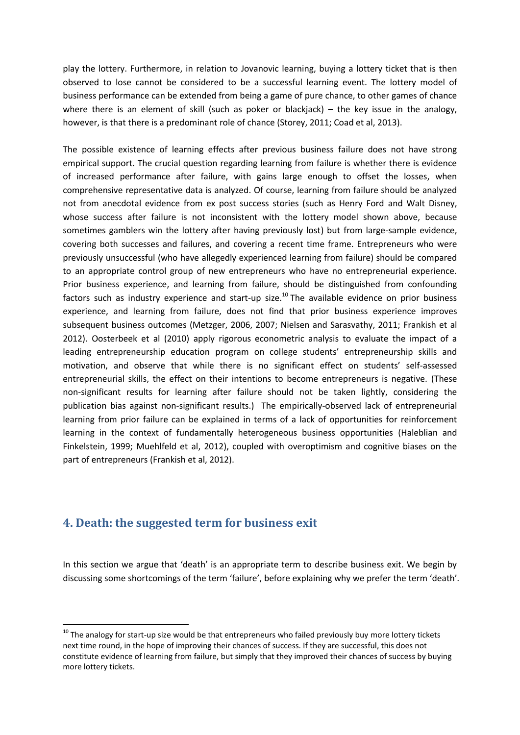play the lottery. Furthermore, in relation to Jovanovic learning, buying a lottery ticket that is then observed to lose cannot be considered to be a successful learning event. The lottery model of business performance can be extended from being a game of pure chance, to other games of chance where there is an element of skill (such as poker or blackjack) – the key issue in the analogy, however, is that there is a predominant role of chance (Storey, 2011; Coad et al, 2013).

The possible existence of learning effects after previous business failure does not have strong empirical support. The crucial question regarding learning from failure is whether there is evidence of increased performance after failure, with gains large enough to offset the losses, when comprehensive representative data is analyzed. Of course, learning from failure should be analyzed not from anecdotal evidence from ex post success stories (such as Henry Ford and Walt Disney, whose success after failure is not inconsistent with the lottery model shown above, because sometimes gamblers win the lottery after having previously lost) but from large-sample evidence, covering both successes and failures, and covering a recent time frame. Entrepreneurs who were previously unsuccessful (who have allegedly experienced learning from failure) should be compared to an appropriate control group of new entrepreneurs who have no entrepreneurial experience. Prior business experience, and learning from failure, should be distinguished from confounding factors such as industry experience and start-up size.[10] The available evidence on prior business experience, and learning from failure, does not find that prior business experience improves subsequent business outcomes (Metzger, 2006, 2007; Nielsen and Sarasvathy, 2011; Frankish et al 2012). Oosterbeek et al (2010) apply rigorous econometric analysis to evaluate the impact of a leading entrepreneurship education program on college students' entrepreneurship skills and motivation, and observe that while there is no significant effect on students' self-assessed entrepreneurial skills, the effect on their intentions to become entrepreneurs is negative. (These non-significant results for learning after failure should not be taken lightly, considering the publication bias against non-significant results.) The empirically-observed lack of entrepreneurial learning from prior failure can be explained in terms of a lack of opportunities for reinforcement learning in the context of fundamentally heterogeneous business opportunities (Haleblian and Finkelstein, 1999; Muehlfeld et al, 2012), coupled with overoptimism and cognitive biases on the part of entrepreneurs (Frankish et al, 2012).

## 4. Death: the suggested term for business exit

In this section we argue that 'death' is an appropriate term to describe business exit. We begin by discussing some shortcomings of the term 'failure', before explaining why we prefer the term 'death'.

[10] The analogy for start-up size would be that entrepreneurs who failed previously buy more lottery tickets next time round, in the hope of improving their chances of success. If they are successful, this does not constitute evidence of learning from failure, but simply that they improved their chances of success by buying more lottery tickets.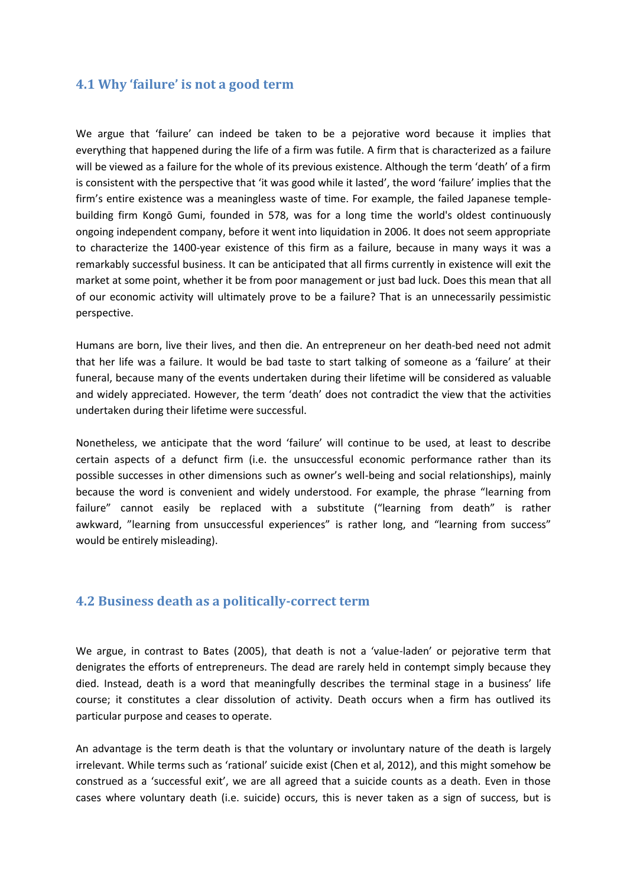## 4.1 Why 'failure' is not a good term

We argue that 'failure' can indeed be taken to be a pejorative word because it implies that everything that happened during the life of a firm was futile. A firm that is characterized as a failure will be viewed as a failure for the whole of its previous existence. Although the term 'death' of a firm is consistent with the perspective that 'it was good while it lasted', the word 'failure' implies that the firm's entire existence was a meaningless waste of time. For example, the failed Japanese temple-building firm Kongō Gumi, founded in 578, was for a long time the world's oldest continuously ongoing independent company, before it went into liquidation in 2006. It does not seem appropriate to characterize the 1400-year existence of this firm as a failure, because in many ways it was a remarkably successful business. It can be anticipated that all firms currently in existence will exit the market at some point, whether it be from poor management or just bad luck. Does this mean that all of our economic activity will ultimately prove to be a failure? That is an unnecessarily pessimistic perspective.

Humans are born, live their lives, and then die. An entrepreneur on her death-bed need not admit that her life was a failure. It would be bad taste to start talking of someone as a 'failure' at their funeral, because many of the events undertaken during their lifetime will be considered as valuable and widely appreciated. However, the term 'death' does not contradict the view that the activities undertaken during their lifetime were successful.

Nonetheless, we anticipate that the word 'failure' will continue to be used, at least to describe certain aspects of a defunct firm (i.e. the unsuccessful economic performance rather than its possible successes in other dimensions such as owner's well-being and social relationships), mainly because the word is convenient and widely understood. For example, the phrase "learning from failure" cannot easily be replaced with a substitute ("learning from death" is rather awkward, "learning from unsuccessful experiences" is rather long, and "learning from success" would be entirely misleading).

## 4.2 Business death as a politically-correct term

We argue, in contrast to Bates (2005), that death is not a 'value-laden' or pejorative term that denigrates the efforts of entrepreneurs. The dead are rarely held in contempt simply because they died. Instead, death is a word that meaningfully describes the terminal stage in a business' life course; it constitutes a clear dissolution of activity. Death occurs when a firm has outlived its particular purpose and ceases to operate.

An advantage is the term death is that the voluntary or involuntary nature of the death is largely irrelevant. While terms such as 'rational' suicide exist (Chen et al, 2012), and this might somehow be construed as a 'successful exit', we are all agreed that a suicide counts as a death. Even in those cases where voluntary death (i.e. suicide) occurs, this is never taken as a sign of success, but is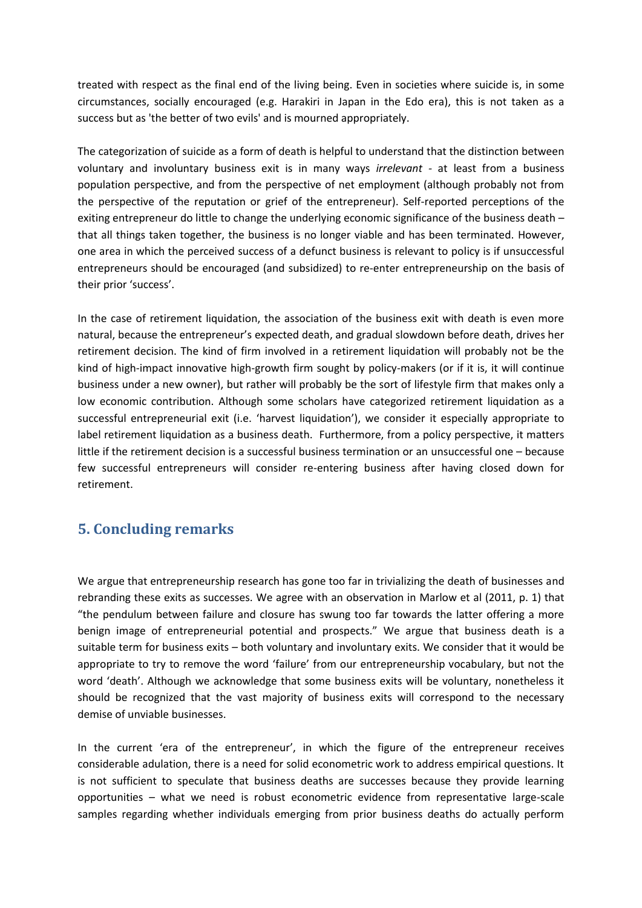treated with respect as the final end of the living being. Even in societies where suicide is, in some circumstances, socially encouraged (e.g. Harakiri in Japan in the Edo era), this is not taken as a success but as 'the better of two evils' and is mourned appropriately.

The categorization of suicide as a form of death is helpful to understand that the distinction between voluntary and involuntary business exit is in many ways *irrelevant* - at least from a business population perspective, and from the perspective of net employment (although probably not from the perspective of the reputation or grief of the entrepreneur). Self-reported perceptions of the exiting entrepreneur do little to change the underlying economic significance of the business death – that all things taken together, the business is no longer viable and has been terminated. However, one area in which the perceived success of a defunct business is relevant to policy is if unsuccessful entrepreneurs should be encouraged (and subsidized) to re-enter entrepreneurship on the basis of their prior 'success'.

In the case of retirement liquidation, the association of the business exit with death is even more natural, because the entrepreneur's expected death, and gradual slowdown before death, drives her retirement decision. The kind of firm involved in a retirement liquidation will probably not be the kind of high-impact innovative high-growth firm sought by policy-makers (or if it is, it will continue business under a new owner), but rather will probably be the sort of lifestyle firm that makes only a low economic contribution. Although some scholars have categorized retirement liquidation as a successful entrepreneurial exit (i.e. 'harvest liquidation'), we consider it especially appropriate to label retirement liquidation as a business death. Furthermore, from a policy perspective, it matters little if the retirement decision is a successful business termination or an unsuccessful one – because few successful entrepreneurs will consider re-entering business after having closed down for retirement.

## 5. Concluding remarks

We argue that entrepreneurship research has gone too far in trivializing the death of businesses and rebranding these exits as successes. We agree with an observation in Marlow et al (2011, p. 1) that "the pendulum between failure and closure has swung too far towards the latter offering a more benign image of entrepreneurial potential and prospects." We argue that business death is a suitable term for business exits – both voluntary and involuntary exits. We consider that it would be appropriate to try to remove the word 'failure' from our entrepreneurship vocabulary, but not the word 'death'. Although we acknowledge that some business exits will be voluntary, nonetheless it should be recognized that the vast majority of business exits will correspond to the necessary demise of unviable businesses.

In the current 'era of the entrepreneur', in which the figure of the entrepreneur receives considerable adulation, there is a need for solid econometric work to address empirical questions. It is not sufficient to speculate that business deaths are successes because they provide learning opportunities – what we need is robust econometric evidence from representative large-scale samples regarding whether individuals emerging from prior business deaths do actually perform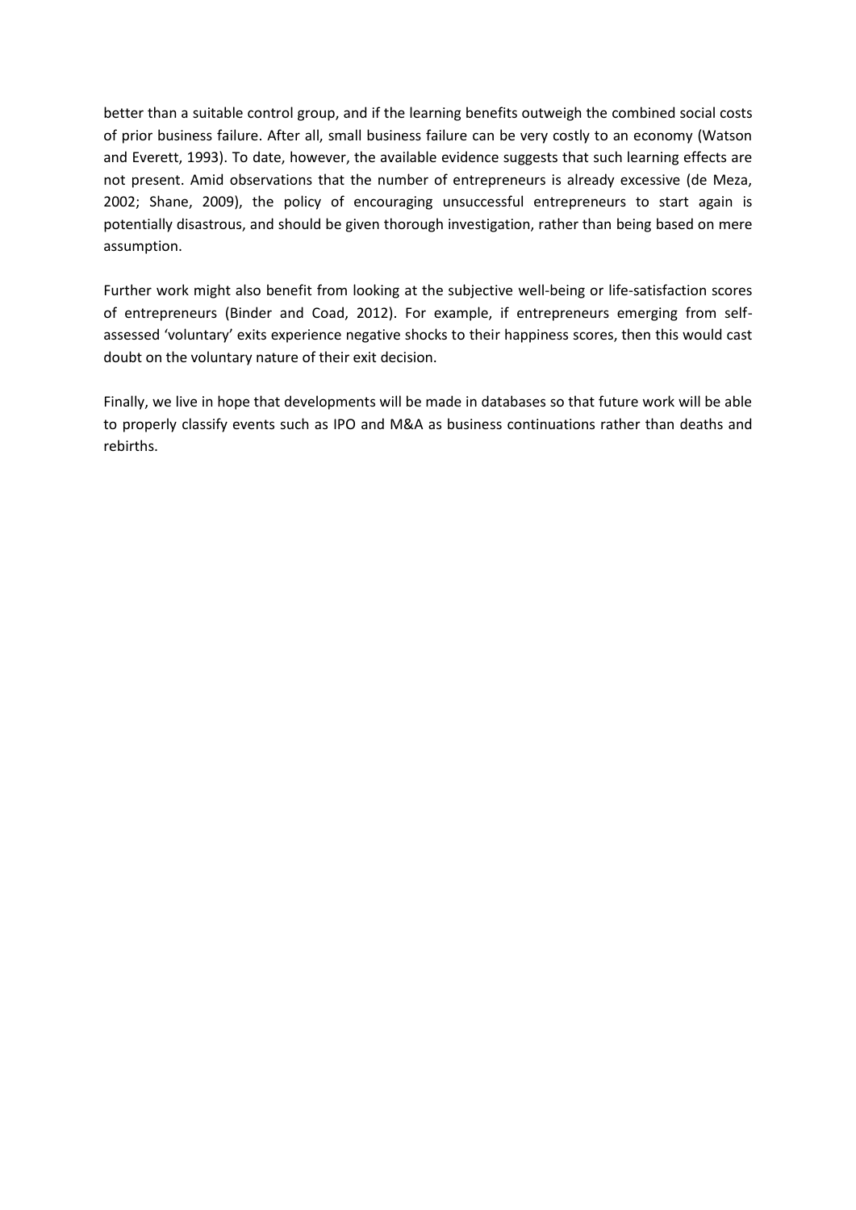better than a suitable control group, and if the learning benefits outweigh the combined social costs of prior business failure. After all, small business failure can be very costly to an economy (Watson and Everett, 1993). To date, however, the available evidence suggests that such learning effects are not present. Amid observations that the number of entrepreneurs is already excessive (de Meza, 2002; Shane, 2009), the policy of encouraging unsuccessful entrepreneurs to start again is potentially disastrous, and should be given thorough investigation, rather than being based on mere assumption.

Further work might also benefit from looking at the subjective well-being or life-satisfaction scores of entrepreneurs (Binder and Coad, 2012). For example, if entrepreneurs emerging from self-assessed 'voluntary' exits experience negative shocks to their happiness scores, then this would cast doubt on the voluntary nature of their exit decision.

Finally, we live in hope that developments will be made in databases so that future work will be able to properly classify events such as IPO and M&A as business continuations rather than deaths and rebirths.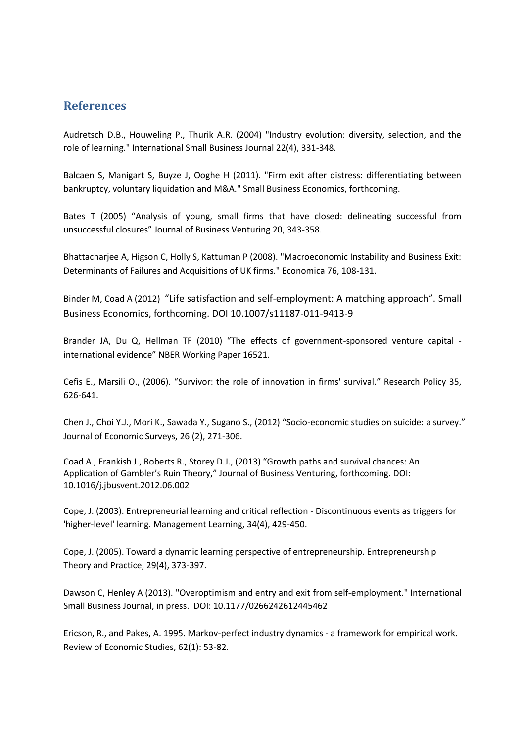## References

Audretsch D.B., Houweling P., Thurik A.R. (2004) "Industry evolution: diversity, selection, and the role of learning." International Small Business Journal 22(4), 331-348.

Balcaen S, Manigart S, Buyze J, Ooghe H (2011). "Firm exit after distress: differentiating between bankruptcy, voluntary liquidation and M&A." Small Business Economics, forthcoming.

Bates T (2005) "Analysis of young, small firms that have closed: delineating successful from unsuccessful closures" Journal of Business Venturing 20, 343-358.

Bhattacharjee A, Higson C, Holly S, Kattuman P (2008). "Macroeconomic Instability and Business Exit: Determinants of Failures and Acquisitions of UK firms." Economica 76, 108-131.

Binder M, Coad A (2012) "Life satisfaction and self-employment: A matching approach". Small Business Economics, forthcoming. DOI 10.1007/s11187-011-9413-9

Brander JA, Du Q, Hellman TF (2010) "The effects of government-sponsored venture capital - international evidence" NBER Working Paper 16521.

Cefis E., Marsili O., (2006). "Survivor: the role of innovation in firms' survival." Research Policy 35, 626-641.

Chen J., Choi Y.J., Mori K., Sawada Y., Sugano S., (2012) "Socio-economic studies on suicide: a survey." Journal of Economic Surveys, 26 (2), 271-306.

Coad A., Frankish J., Roberts R., Storey D.J., (2013) "Growth paths and survival chances: An Application of Gambler's Ruin Theory," Journal of Business Venturing, forthcoming. DOI: 10.1016/j.jbusvent.2012.06.002

Cope, J. (2003). Entrepreneurial learning and critical reflection - Discontinuous events as triggers for 'higher-level' learning. Management Learning, 34(4), 429-450.

Cope, J. (2005). Toward a dynamic learning perspective of entrepreneurship. Entrepreneurship Theory and Practice, 29(4), 373-397.

Dawson C, Henley A (2013). "Overoptimism and entry and exit from self-employment." International Small Business Journal, in press. DOI: 10.1177/0266242612445462

Ericson, R., and Pakes, A. 1995. Markov-perfect industry dynamics - a framework for empirical work. Review of Economic Studies, 62(1): 53-82.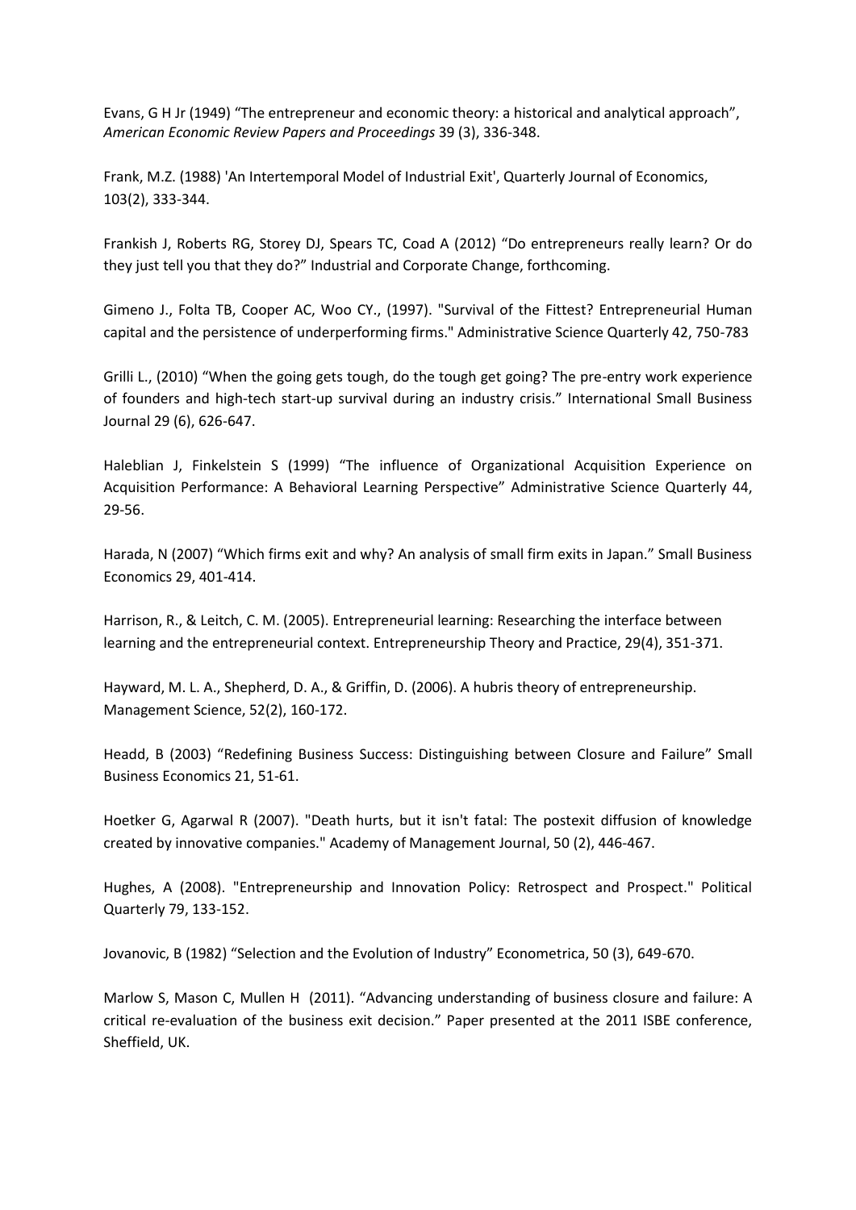Evans, G H Jr (1949) “The entrepreneur and economic theory: a historical and analytical approach”, *American Economic Review Papers and Proceedings* 39 (3), 336-348.

Frank, M.Z. (1988) 'An Intertemporal Model of Industrial Exit', Quarterly Journal of Economics, 103(2), 333-344.

Frankish J, Roberts RG, Storey DJ, Spears TC, Coad A (2012) “Do entrepreneurs really learn? Or do they just tell you that they do?” Industrial and Corporate Change, forthcoming.

Gimeno J., Folta TB, Cooper AC, Woo CY., (1997). "Survival of the Fittest? Entrepreneurial Human capital and the persistence of underperforming firms." Administrative Science Quarterly 42, 750-783

Grilli L., (2010) “When the going gets tough, do the tough get going? The pre-entry work experience of founders and high-tech start-up survival during an industry crisis.” International Small Business Journal 29 (6), 626-647.

Haleblian J, Finkelstein S (1999) “The influence of Organizational Acquisition Experience on Acquisition Performance: A Behavioral Learning Perspective” Administrative Science Quarterly 44, 29-56.

Harada, N (2007) “Which firms exit and why? An analysis of small firm exits in Japan.” Small Business Economics 29, 401-414.

Harrison, R., & Leitch, C. M. (2005). Entrepreneurial learning: Researching the interface between learning and the entrepreneurial context. Entrepreneurship Theory and Practice, 29(4), 351-371.

Hayward, M. L. A., Shepherd, D. A., & Griffin, D. (2006). A hubris theory of entrepreneurship. Management Science, 52(2), 160-172.

Headd, B (2003) “Redefining Business Success: Distinguishing between Closure and Failure” Small Business Economics 21, 51-61.

Hoetker G, Agarwal R (2007). "Death hurts, but it isn't fatal: The postexit diffusion of knowledge created by innovative companies." Academy of Management Journal, 50 (2), 446-467.

Hughes, A (2008). "Entrepreneurship and Innovation Policy: Retrospect and Prospect." Political Quarterly 79, 133-152.

Jovanovic, B (1982) “Selection and the Evolution of Industry” Econometrica, 50 (3), 649-670.

Marlow S, Mason C, Mullen H (2011). “Advancing understanding of business closure and failure: A critical re-evaluation of the business exit decision.” Paper presented at the 2011 ISBE conference, Sheffield, UK.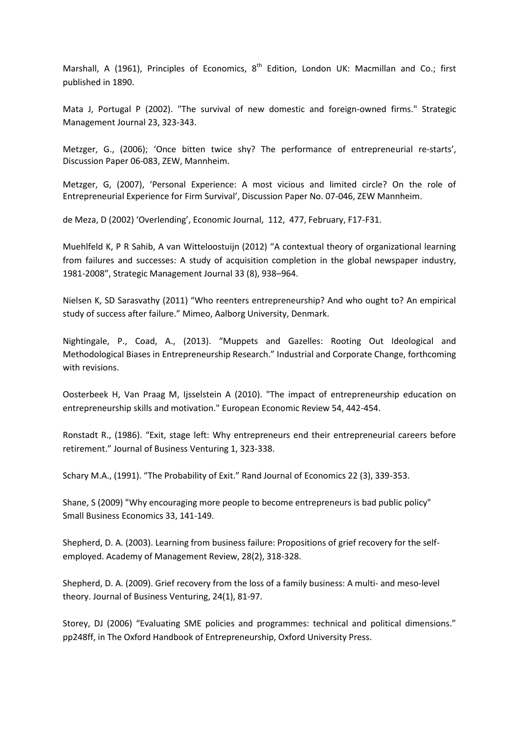Marshall, A (1961), Principles of Economics, 8$^{th}$ Edition, London UK: Macmillan and Co.; first published in 1890.

Mata J, Portugal P (2002). "The survival of new domestic and foreign-owned firms." Strategic Management Journal 23, 323-343.

Metzger, G., (2006); 'Once bitten twice shy? The performance of entrepreneurial re-starts', Discussion Paper 06-083, ZEW, Mannheim.

Metzger, G, (2007), 'Personal Experience: A most vicious and limited circle? On the role of Entrepreneurial Experience for Firm Survival', Discussion Paper No. 07-046, ZEW Mannheim.

de Meza, D (2002) 'Overlending', Economic Journal, 112, 477, February, F17-F31.

Muehlfeld K, P R Sahib, A van Witteloostuijn (2012) "A contextual theory of organizational learning from failures and successes: A study of acquisition completion in the global newspaper industry, 1981-2008", Strategic Management Journal 33 (8), 938–964.

Nielsen K, SD Sarasvathy (2011) "Who reenters entrepreneurship? And who ought to? An empirical study of success after failure." Mimeo, Aalborg University, Denmark.

Nightingale, P., Coad, A., (2013). "Muppets and Gazelles: Rooting Out Ideological and Methodological Biases in Entrepreneurship Research." Industrial and Corporate Change, forthcoming with revisions.

Oosterbeek H, Van Praag M, Ijsselstein A (2010). "The impact of entrepreneurship education on entrepreneurship skills and motivation." European Economic Review 54, 442-454.

Ronstadt R., (1986). "Exit, stage left: Why entrepreneurs end their entrepreneurial careers before retirement." Journal of Business Venturing 1, 323-338.

Schary M.A., (1991). "The Probability of Exit." Rand Journal of Economics 22 (3), 339-353.

Shane, S (2009) "Why encouraging more people to become entrepreneurs is bad public policy" Small Business Economics 33, 141-149.

Shepherd, D. A. (2003). Learning from business failure: Propositions of grief recovery for the self-employed. Academy of Management Review, 28(2), 318-328.

Shepherd, D. A. (2009). Grief recovery from the loss of a family business: A multi- and meso-level theory. Journal of Business Venturing, 24(1), 81-97.

Storey, DJ (2006) "Evaluating SME policies and programmes: technical and political dimensions." pp248ff, in The Oxford Handbook of Entrepreneurship, Oxford University Press.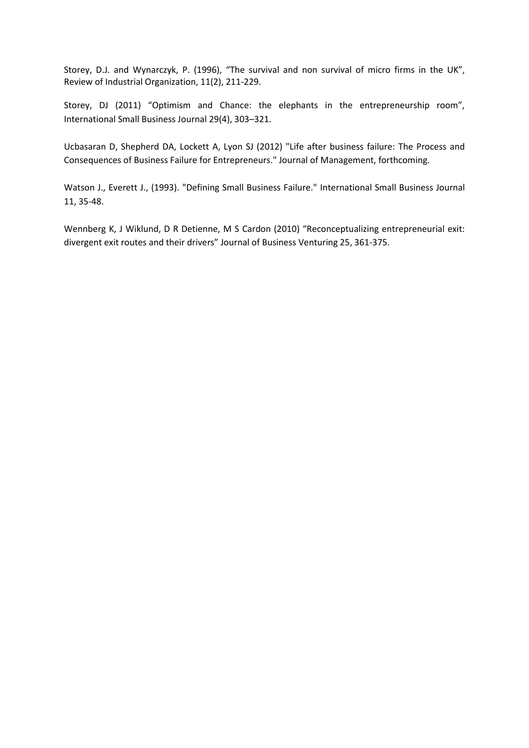Storey, D.J. and Wynarczyk, P. (1996), "The survival and non survival of micro firms in the UK", Review of Industrial Organization, 11(2), 211-229.

Storey, DJ (2011) "Optimism and Chance: the elephants in the entrepreneurship room", International Small Business Journal 29(4), 303–321.

Ucbasaran D, Shepherd DA, Lockett A, Lyon SJ (2012) "Life after business failure: The Process and Consequences of Business Failure for Entrepreneurs." Journal of Management, forthcoming.

Watson J., Everett J., (1993). "Defining Small Business Failure." International Small Business Journal 11, 35-48.

Wennberg K, J Wiklund, D R Detienne, M S Cardon (2010) "Reconceptualizing entrepreneurial exit: divergent exit routes and their drivers" Journal of Business Venturing 25, 361-375.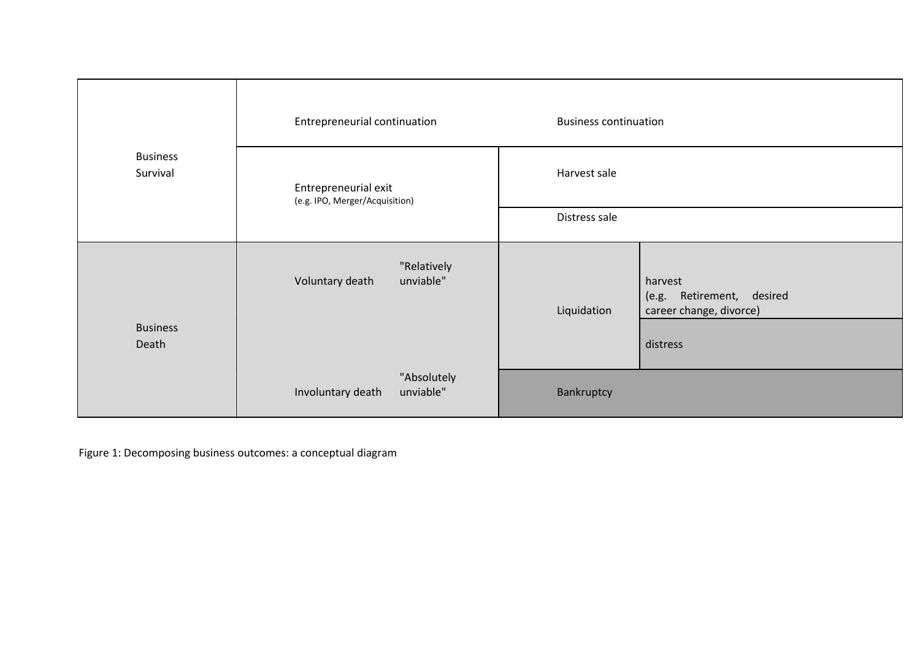| | | | | |
|---|---|---|---|---|
| Business Survival | Entrepreneurial continuation | | Business continuation | |
| | Entrepreneurial exit (e.g. IPO, Merger/Acquisition) | | Harvest sale | |
| | | | Distress sale | |
| Business Death | Voluntary death | "Relatively unviable" | Liquidation | harvest (e.g. Retirement, desired career change, divorce) |
| | | | | distress |
| | Involuntary death | "Absolutely unviable" | Bankruptcy | |

Figure 1: Decomposing business outcomes: a conceptual diagram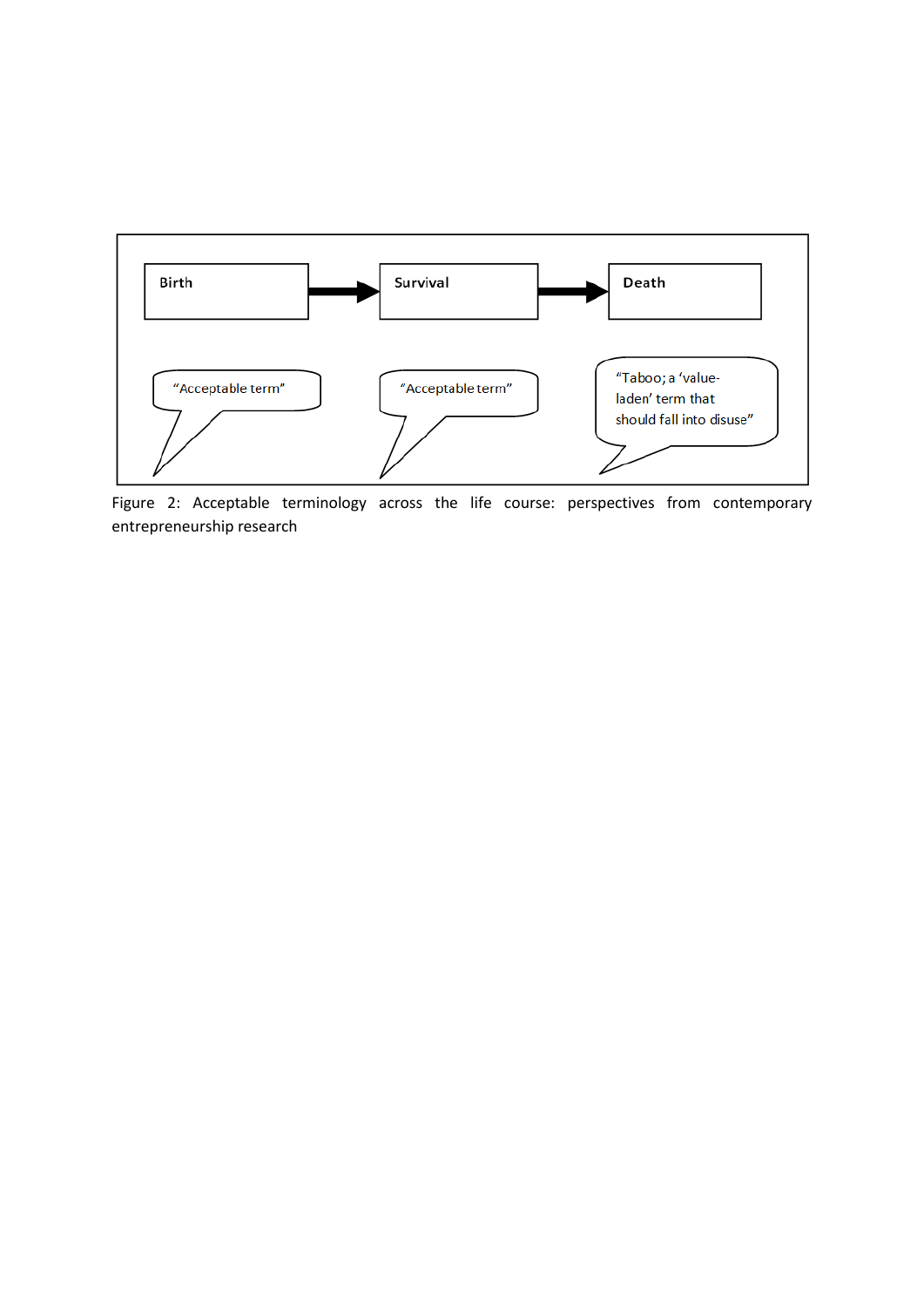Birth

Survival

Death

"Acceptable term"

"Acceptable term"

"Taboo; a 'value-laden' term that should fall into disuse"

Figure 2: Acceptable terminology across the life course: perspectives from contemporary entrepreneurship research